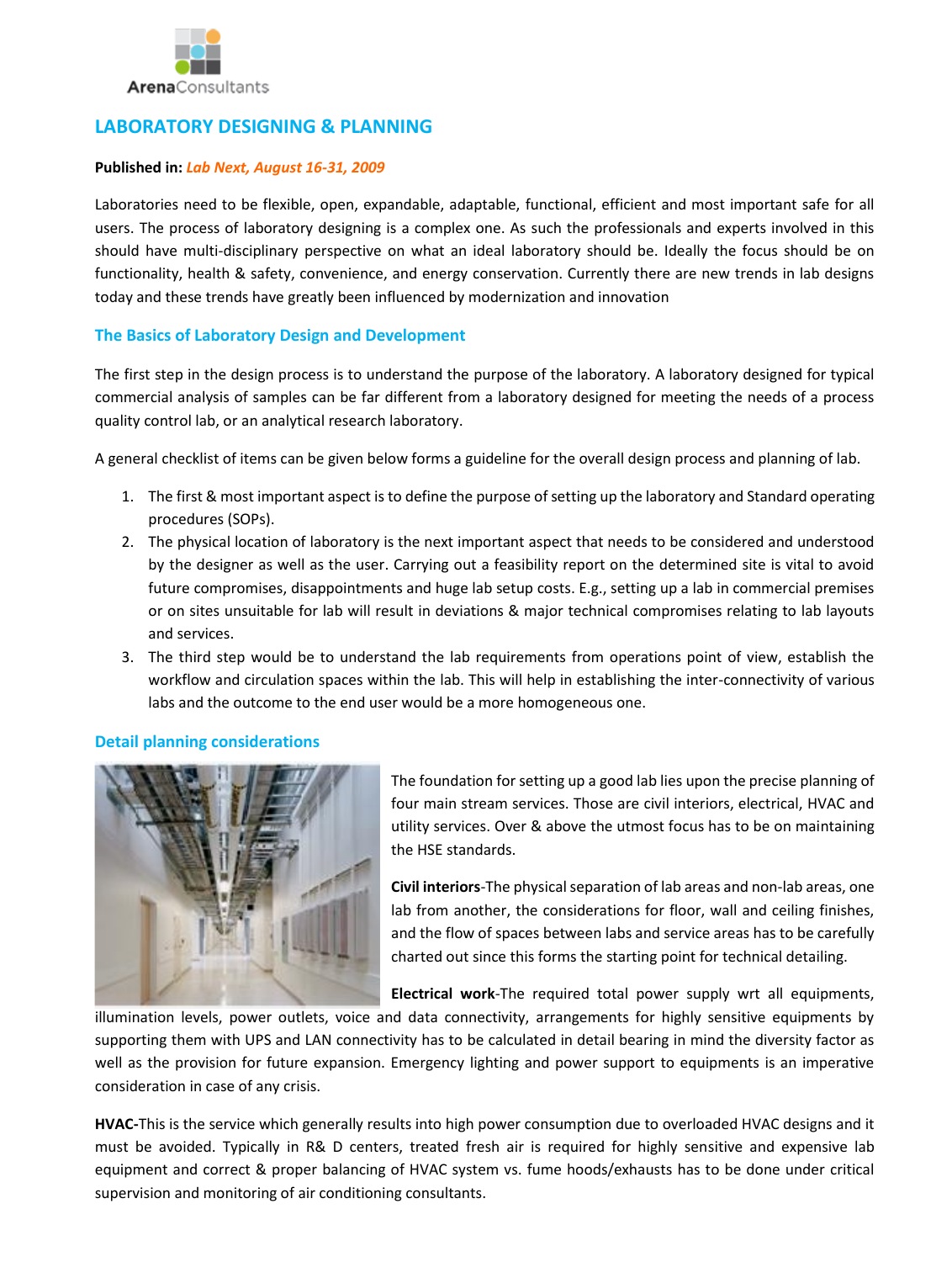ArenaConsultants

# LABORATORY DESIGNING & PLANNING

**Published in:** ***Lab Next, August 16-31, 2009***

Laboratories need to be flexible, open, expandable, adaptable, functional, efficient and most important safe for all users. The process of laboratory designing is a complex one. As such the professionals and experts involved in this should have multi-disciplinary perspective on what an ideal laboratory should be. Ideally the focus should be on functionality, health & safety, convenience, and energy conservation. Currently there are new trends in lab designs today and these trends have greatly been influenced by modernization and innovation

## The Basics of Laboratory Design and Development

The first step in the design process is to understand the purpose of the laboratory. A laboratory designed for typical commercial analysis of samples can be far different from a laboratory designed for meeting the needs of a process quality control lab, or an analytical research laboratory.

A general checklist of items can be given below forms a guideline for the overall design process and planning of lab.

1. The first & most important aspect is to define the purpose of setting up the laboratory and Standard operating procedures (SOPs).
2. The physical location of laboratory is the next important aspect that needs to be considered and understood by the designer as well as the user. Carrying out a feasibility report on the determined site is vital to avoid future compromises, disappointments and huge lab setup costs. E.g., setting up a lab in commercial premises or on sites unsuitable for lab will result in deviations & major technical compromises relating to lab layouts and services.
3. The third step would be to understand the lab requirements from operations point of view, establish the workflow and circulation spaces within the lab. This will help in establishing the inter-connectivity of various labs and the outcome to the end user would be a more homogeneous one.

## Detail planning considerations

The foundation for setting up a good lab lies upon the precise planning of four main stream services. Those are civil interiors, electrical, HVAC and utility services. Over & above the utmost focus has to be on maintaining the HSE standards.

**Civil interiors**-The physical separation of lab areas and non-lab areas, one lab from another, the considerations for floor, wall and ceiling finishes, and the flow of spaces between labs and service areas has to be carefully charted out since this forms the starting point for technical detailing.

**Electrical work**-The required total power supply wrt all equipments, illumination levels, power outlets, voice and data connectivity, arrangements for highly sensitive equipments by supporting them with UPS and LAN connectivity has to be calculated in detail bearing in mind the diversity factor as well as the provision for future expansion. Emergency lighting and power support to equipments is an imperative consideration in case of any crisis.

**HVAC-**This is the service which generally results into high power consumption due to overloaded HVAC designs and it must be avoided. Typically in R& D centers, treated fresh air is required for highly sensitive and expensive lab equipment and correct & proper balancing of HVAC system vs. fume hoods/exhausts has to be done under critical supervision and monitoring of air conditioning consultants.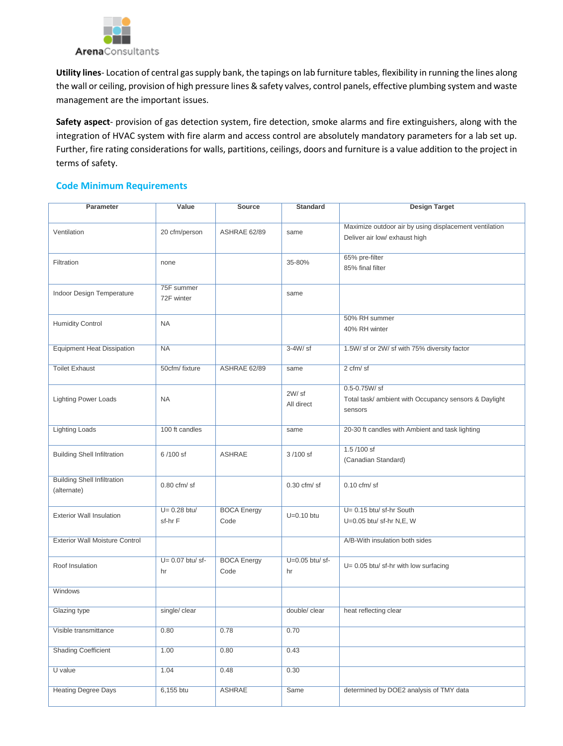**Utility lines**- Location of central gas supply bank, the tapings on lab furniture tables, flexibility in running the lines along the wall or ceiling, provision of high pressure lines & safety valves, control panels, effective plumbing system and waste management are the important issues.

**Safety aspect**- provision of gas detection system, fire detection, smoke alarms and fire extinguishers, along with the integration of HVAC system with fire alarm and access control are absolutely mandatory parameters for a lab set up. Further, fire rating considerations for walls, partitions, ceilings, doors and furniture is a value addition to the project in terms of safety.

## Code Minimum Requirements

| Parameter | Value | Source | Standard | Design Target |
|---|---|---|---|---|
| Ventilation | 20 cfm/person | ASHRAE 62/89 | same | Maximize outdoor air by using displacement ventilation<br>Deliver air low/ exhaust high |
| Filtration | none | | 35-80% | 65% pre-filter<br>85% final filter |
| Indoor Design Temperature | 75F summer<br>72F winter | | same | |
| Humidity Control | NA | | | 50% RH summer<br>40% RH winter |
| Equipment Heat Dissipation | NA | | 3-4W/ sf | 1.5W/ sf or 2W/ sf with 75% diversity factor |
| Toilet Exhaust | 50cfm/ fixture | ASHRAE 62/89 | same | 2 cfm/ sf |
| Lighting Power Loads | NA | | 2W/ sf<br>All direct | 0.5-0.75W/ sf<br>Total task/ ambient with Occupancy sensors & Daylight sensors |
| Lighting Loads | 100 ft candles | | same | 20-30 ft candles with Ambient and task lighting |
| Building Shell Infiltration | 6 /100 sf | ASHRAE | 3 /100 sf | 1.5 /100 sf<br>(Canadian Standard) |
| Building Shell Infiltration (alternate) | 0.80 cfm/ sf | | 0.30 cfm/ sf | 0.10 cfm/ sf |
| Exterior Wall Insulation | U= 0.28 btu/ sf-hr F | BOCA Energy Code | U=0.10 btu | U= 0.15 btu/ sf-hr South<br>U=0.05 btu/ sf-hr N,E, W |
| Exterior Wall Moisture Control | | | | A/B-With insulation both sides |
| Roof Insulation | U= 0.07 btu/ sf-hr | BOCA Energy Code | U=0.05 btu/ sf-hr | U= 0.05 btu/ sf-hr with low surfacing |
| Windows | | | | |
| Glazing type | single/ clear | | double/ clear | heat reflecting clear |
| Visible transmittance | 0.80 | 0.78 | 0.70 | |
| Shading Coefficient | 1.00 | 0.80 | 0.43 | |
| U value | 1.04 | 0.48 | 0.30 | |
| Heating Degree Days | 6,155 btu | ASHRAE | Same | determined by DOE2 analysis of TMY data |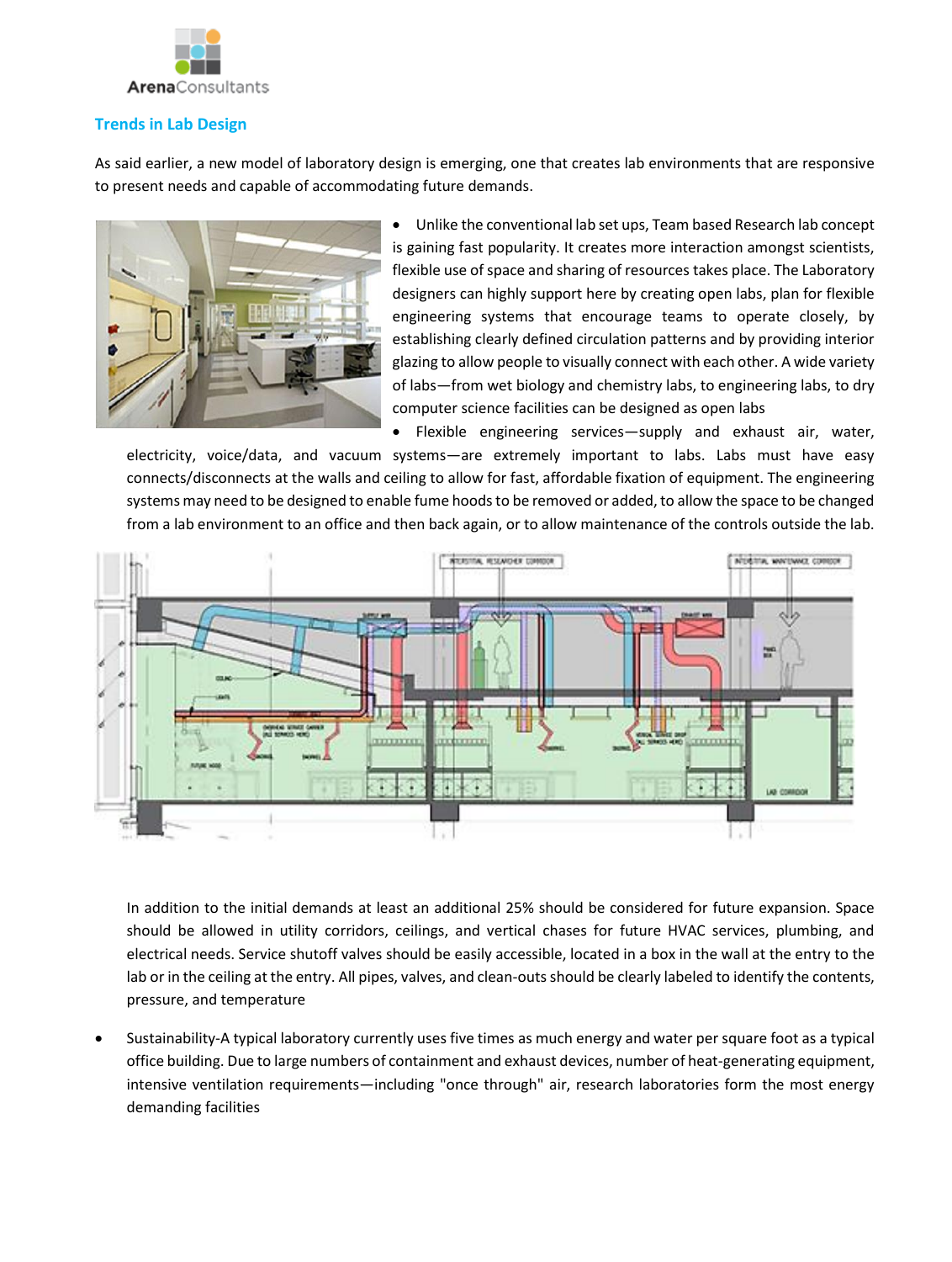## Trends in Lab Design

As said earlier, a new model of laboratory design is emerging, one that creates lab environments that are responsive to present needs and capable of accommodating future demands.

- Unlike the conventional lab set ups, Team based Research lab concept is gaining fast popularity. It creates more interaction amongst scientists, flexible use of space and sharing of resources takes place. The Laboratory designers can highly support here by creating open labs, plan for flexible engineering systems that encourage teams to operate closely, by establishing clearly defined circulation patterns and by providing interior glazing to allow people to visually connect with each other. A wide variety of labs—from wet biology and chemistry labs, to engineering labs, to dry computer science facilities can be designed as open labs
- Flexible engineering services—supply and exhaust air, water, electricity, voice/data, and vacuum systems—are extremely important to labs. Labs must have easy connects/disconnects at the walls and ceiling to allow for fast, affordable fixation of equipment. The engineering systems may need to be designed to enable fume hoods to be removed or added, to allow the space to be changed from a lab environment to an office and then back again, or to allow maintenance of the controls outside the lab.

  In addition to the initial demands at least an additional 25% should be considered for future expansion. Space should be allowed in utility corridors, ceilings, and vertical chases for future HVAC services, plumbing, and electrical needs. Service shutoff valves should be easily accessible, located in a box in the wall at the entry to the lab or in the ceiling at the entry. All pipes, valves, and clean-outs should be clearly labeled to identify the contents, pressure, and temperature
- Sustainability-A typical laboratory currently uses five times as much energy and water per square foot as a typical office building. Due to large numbers of containment and exhaust devices, number of heat-generating equipment, intensive ventilation requirements—including "once through" air, research laboratories form the most energy demanding facilities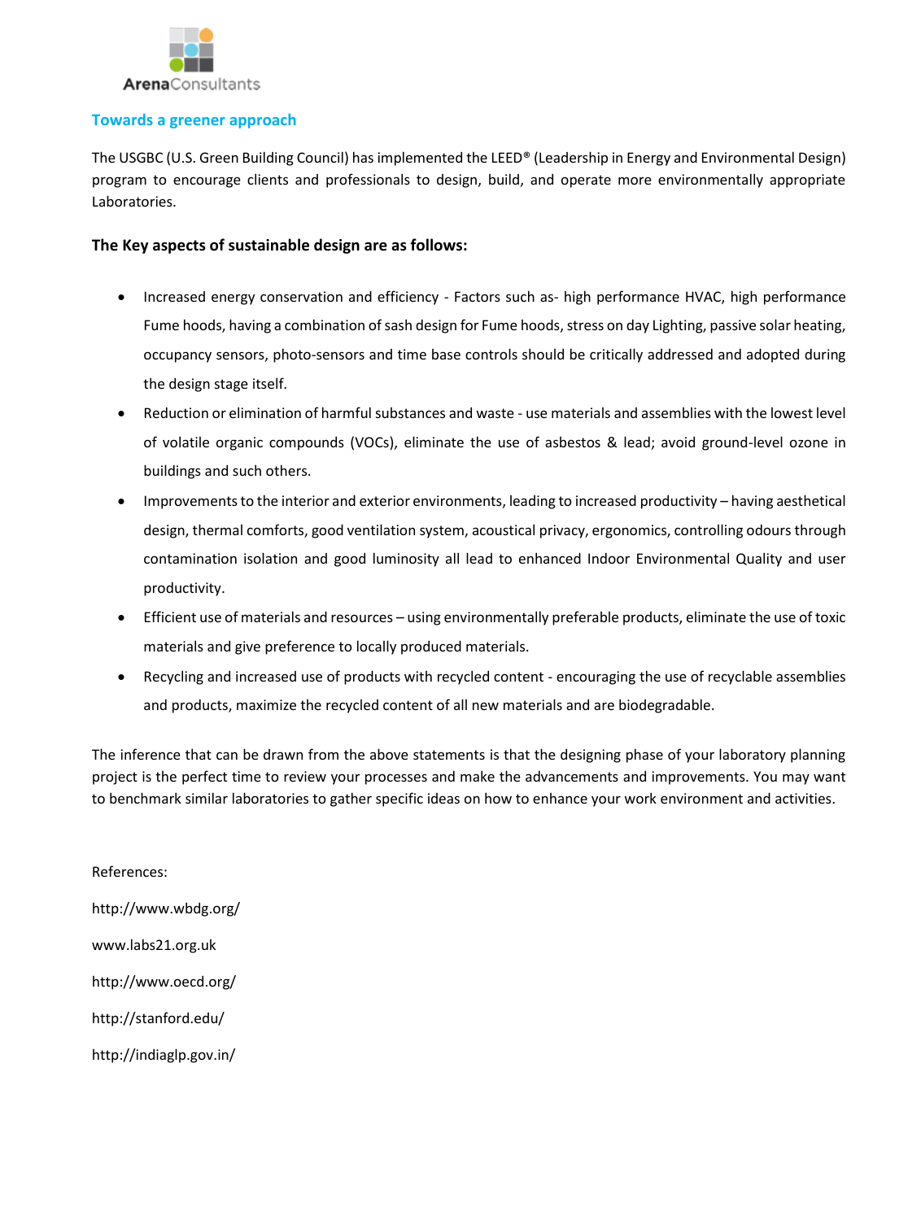## Towards a greener approach

The USGBC (U.S. Green Building Council) has implemented the LEED® (Leadership in Energy and Environmental Design) program to encourage clients and professionals to design, build, and operate more environmentally appropriate Laboratories.

**The Key aspects of sustainable design are as follows:**

- Increased energy conservation and efficiency - Factors such as- high performance HVAC, high performance Fume hoods, having a combination of sash design for Fume hoods, stress on day Lighting, passive solar heating, occupancy sensors, photo-sensors and time base controls should be critically addressed and adopted during the design stage itself.
- Reduction or elimination of harmful substances and waste - use materials and assemblies with the lowest level of volatile organic compounds (VOCs), eliminate the use of asbestos & lead; avoid ground-level ozone in buildings and such others.
- Improvements to the interior and exterior environments, leading to increased productivity – having aesthetical design, thermal comforts, good ventilation system, acoustical privacy, ergonomics, controlling odours through contamination isolation and good luminosity all lead to enhanced Indoor Environmental Quality and user productivity.
- Efficient use of materials and resources – using environmentally preferable products, eliminate the use of toxic materials and give preference to locally produced materials.
- Recycling and increased use of products with recycled content - encouraging the use of recyclable assemblies and products, maximize the recycled content of all new materials and are biodegradable.

The inference that can be drawn from the above statements is that the designing phase of your laboratory planning project is the perfect time to review your processes and make the advancements and improvements. You may want to benchmark similar laboratories to gather specific ideas on how to enhance your work environment and activities.

References:

http://www.wbdg.org/

www.labs21.org.uk

http://www.oecd.org/

http://stanford.edu/

http://indiaglp.gov.in/